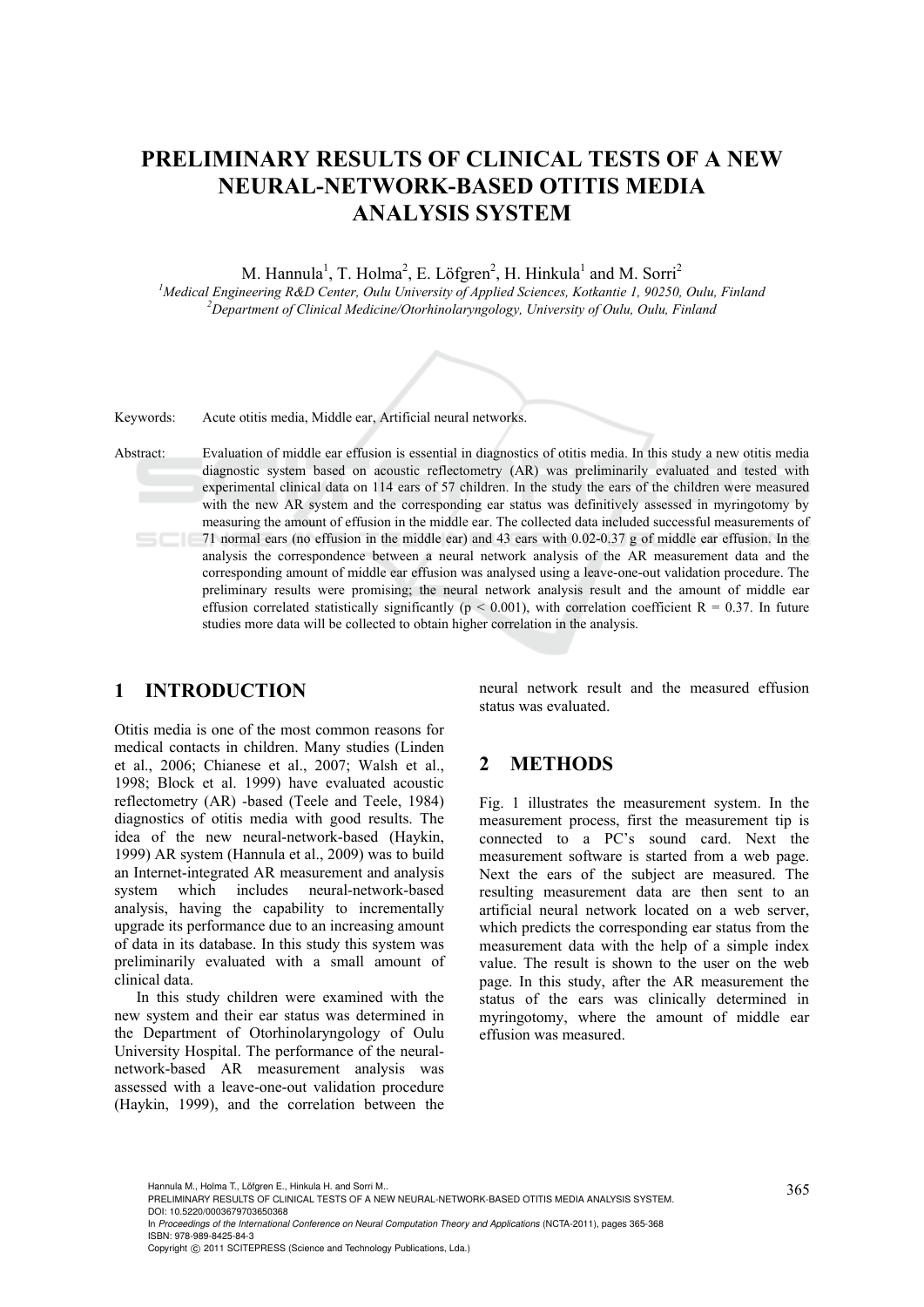# PRELIMINARY RESULTS OF CLINICAL TESTS OF A NEW NEURAL-NETWORK-BASED OTITIS MEDIA ANALYSIS SYSTEM

M. Hannula[1], T. Holma[2], E. Löfgren[2], H. Hinkula[1] and M. Sorri[2]

[1]*Medical Engineering R&D Center, Oulu University of Applied Sciences, Kotkantie 1, 90250, Oulu, Finland*
[2]*Department of Clinical Medicine/Otorhinolaryngology, University of Oulu, Oulu, Finland*

Keywords: Acute otitis media, Middle ear, Artificial neural networks.

Abstract: Evaluation of middle ear effusion is essential in diagnostics of otitis media. In this study a new otitis media diagnostic system based on acoustic reflectometry (AR) was preliminarily evaluated and tested with experimental clinical data on 114 ears of 57 children. In the study the ears of the children were measured with the new AR system and the corresponding ear status was definitively assessed in myringotomy by measuring the amount of effusion in the middle ear. The collected data included successful measurements of 71 normal ears (no effusion in the middle ear) and 43 ears with 0.02-0.37 g of middle ear effusion. In the analysis the correspondence between a neural network analysis of the AR measurement data and the corresponding amount of middle ear effusion was analysed using a leave-one-out validation procedure. The preliminary results were promising; the neural network analysis result and the amount of middle ear effusion correlated statistically significantly ($p < 0.001$), with correlation coefficient $R = 0.37$. In future studies more data will be collected to obtain higher correlation in the analysis.

## 1 INTRODUCTION

Otitis media is one of the most common reasons for medical contacts in children. Many studies (Linden et al., 2006; Chianese et al., 2007; Walsh et al., 1998; Block et al. 1999) have evaluated acoustic reflectometry (AR) -based (Teele and Teele, 1984) diagnostics of otitis media with good results. The idea of the new neural-network-based (Haykin, 1999) AR system (Hannula et al., 2009) was to build an Internet-integrated AR measurement and analysis system which includes neural-network-based analysis, having the capability to incrementally upgrade its performance due to an increasing amount of data in its database. In this study this system was preliminarily evaluated with a small amount of clinical data.

In this study children were examined with the new system and their ear status was determined in the Department of Otorhinolaryngology of Oulu University Hospital. The performance of the neural-network-based AR measurement analysis was assessed with a leave-one-out validation procedure (Haykin, 1999), and the correlation between the neural network result and the measured effusion status was evaluated.

## 2 METHODS

Fig. 1 illustrates the measurement system. In the measurement process, first the measurement tip is connected to a PC's sound card. Next the measurement software is started from a web page. Next the ears of the subject are measured. The resulting measurement data are then sent to an artificial neural network located on a web server, which predicts the corresponding ear status from the measurement data with the help of a simple index value. The result is shown to the user on the web page. In this study, after the AR measurement the status of the ears was clinically determined in myringotomy, where the amount of middle ear effusion was measured.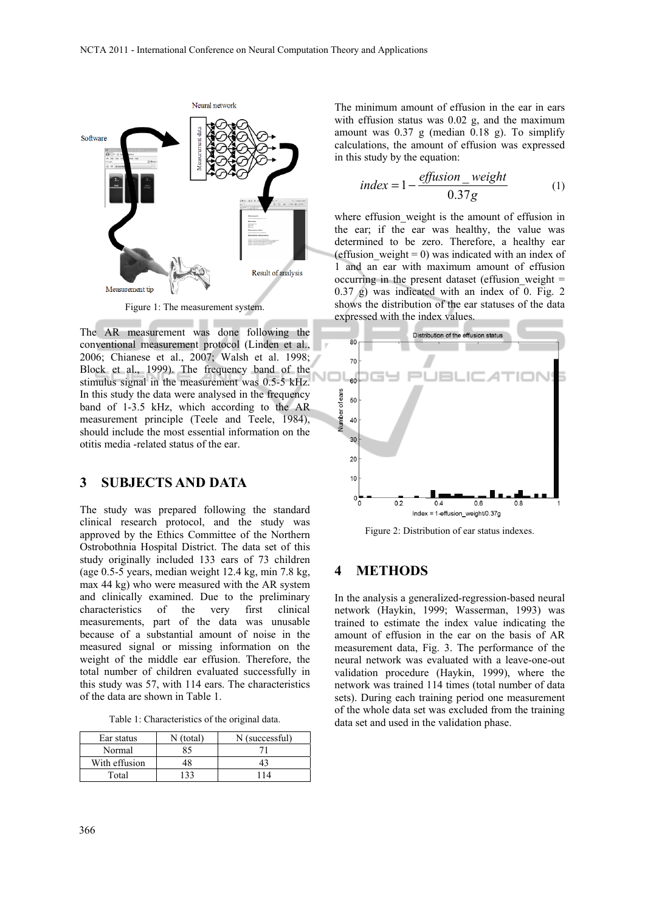Figure 1: The measurement system.

The AR measurement was done following the conventional measurement protocol (Linden et al., 2006; Chianese et al., 2007; Walsh et al. 1998; Block et al., 1999). The frequency band of the stimulus signal in the measurement was 0.5-5 kHz. In this study the data were analysed in the frequency band of 1-3.5 kHz, which according to the AR measurement principle (Teele and Teele, 1984), should include the most essential information on the otitis media -related status of the ear.

## 3 SUBJECTS AND DATA

The study was prepared following the standard clinical research protocol, and the study was approved by the Ethics Committee of the Northern Ostrobothnia Hospital District. The data set of this study originally included 133 ears of 73 children (age 0.5-5 years, median weight 12.4 kg, min 7.8 kg, max 44 kg) who were measured with the AR system and clinically examined. Due to the preliminary characteristics of the very first clinical measurements, part of the data was unusable because of a substantial amount of noise in the measured signal or missing information on the weight of the middle ear effusion. Therefore, the total number of children evaluated successfully in this study was 57, with 114 ears. The characteristics of the data are shown in Table 1.

Table 1: Characteristics of the original data.

| Ear status | N (total) | N (successful) |
|---|---|---|
| Normal | 85 | 71 |
| With effusion | 48 | 43 |
| Total | 133 | 114 |

The minimum amount of effusion in the ear in ears with effusion status was 0.02 g, and the maximum amount was 0.37 g (median 0.18 g). To simplify calculations, the amount of effusion was expressed in this study by the equation:

$$index = 1 - \frac{effusion\_weight}{0.37g} \quad (1)$$

where effusion_weight is the amount of effusion in the ear; if the ear was healthy, the value was determined to be zero. Therefore, a healthy ear (effusion_weight = 0) was indicated with an index of 1 and an ear with maximum amount of effusion occurring in the present dataset (effusion_weight = 0.37 g) was indicated with an index of 0. Fig. 2 shows the distribution of the ear statuses of the data expressed with the index values.

Figure 2: Distribution of ear status indexes.

## 4 METHODS

In the analysis a generalized-regression-based neural network (Haykin, 1999; Wasserman, 1993) was trained to estimate the index value indicating the amount of effusion in the ear on the basis of AR measurement data, Fig. 3. The performance of the neural network was evaluated with a leave-one-out validation procedure (Haykin, 1999), where the network was trained 114 times (total number of data sets). During each training period one measurement of the whole data set was excluded from the training data set and used in the validation phase.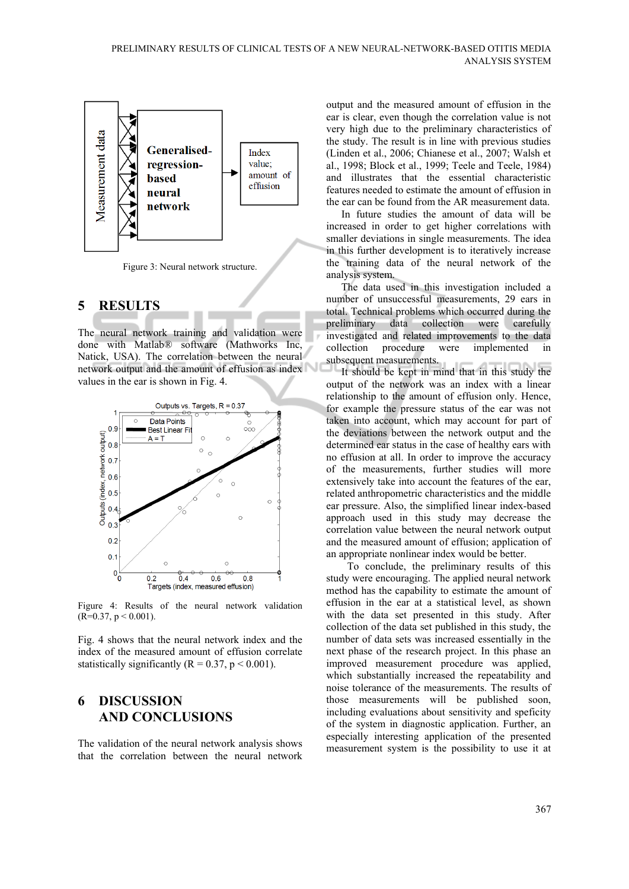Figure 3: Neural network structure.

## 5 RESULTS

The neural network training and validation were done with Matlab® software (Mathworks Inc, Natick, USA). The correlation between the neural network output and the amount of effusion as index values in the ear is shown in Fig. 4.

Figure 4: Results of the neural network validation ($R$=0.37, $p < 0.001$).

Fig. 4 shows that the neural network index and the index of the measured amount of effusion correlate statistically significantly ($R = 0.37$, $p < 0.001$).

## 6 DISCUSSION AND CONCLUSIONS

The validation of the neural network analysis shows that the correlation between the neural network output and the measured amount of effusion in the ear is clear, even though the correlation value is not very high due to the preliminary characteristics of the study. The result is in line with previous studies (Linden et al., 2006; Chianese et al., 2007; Walsh et al., 1998; Block et al., 1999; Teele and Teele, 1984) and illustrates that the essential characteristic features needed to estimate the amount of effusion in the ear can be found from the AR measurement data.

In future studies the amount of data will be increased in order to get higher correlations with smaller deviations in single measurements. The idea in this further development is to iteratively increase the training data of the neural network of the analysis system.

The data used in this investigation included a number of unsuccessful measurements, 29 ears in total. Technical problems which occurred during the preliminary data collection were carefully investigated and related improvements to the data collection procedure were implemented in subsequent measurements.

It should be kept in mind that in this study the output of the network was an index with a linear relationship to the amount of effusion only. Hence, for example the pressure status of the ear was not taken into account, which may account for part of the deviations between the network output and the determined ear status in the case of healthy ears with no effusion at all. In order to improve the accuracy of the measurements, further studies will more extensively take into account the features of the ear, related anthropometric characteristics and the middle ear pressure. Also, the simplified linear index-based approach used in this study may decrease the correlation value between the neural network output and the measured amount of effusion; application of an appropriate nonlinear index would be better.

To conclude, the preliminary results of this study were encouraging. The applied neural network method has the capability to estimate the amount of effusion in the ear at a statistical level, as shown with the data set presented in this study. After collection of the data set published in this study, the number of data sets was increased essentially in the next phase of the research project. In this phase an improved measurement procedure was applied, which substantially increased the repeatability and noise tolerance of the measurements. The results of those measurements will be published soon, including evaluations about sensitivity and speficity of the system in diagnostic application. Further, an especially interesting application of the presented measurement system is the possibility to use it at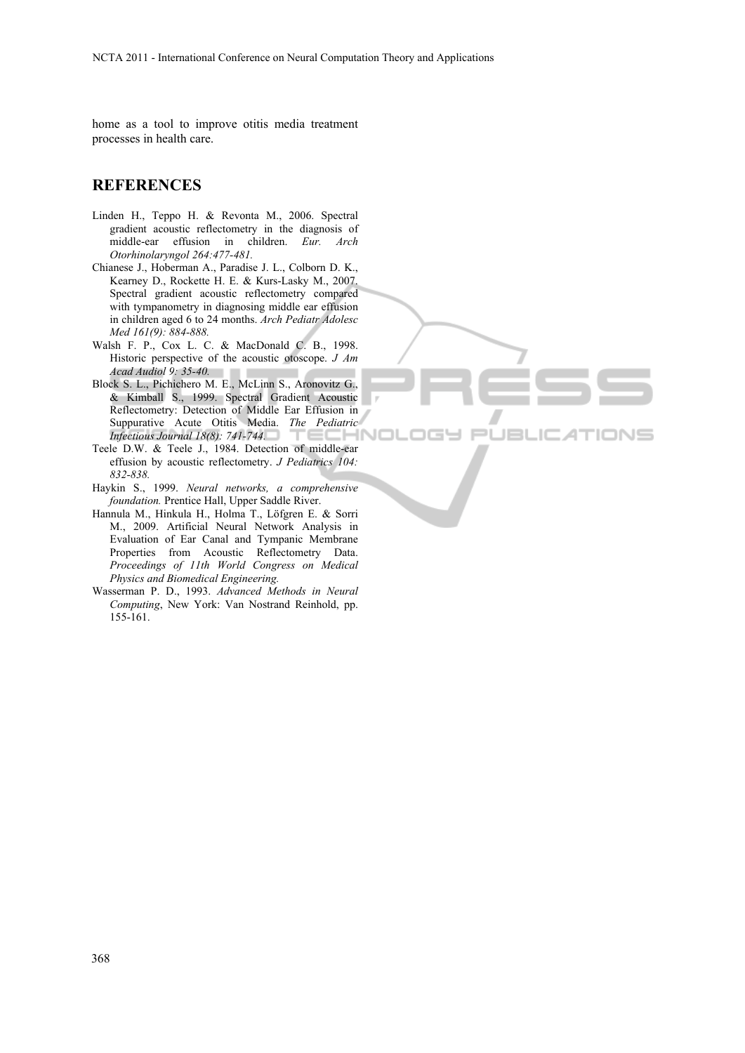home as a tool to improve otitis media treatment processes in health care.

## REFERENCES

Linden H., Teppo H. & Revonta M., 2006. Spectral gradient acoustic reflectometry in the diagnosis of middle-ear effusion in children. *Eur. Arch Otorhinolaryngol 264:477-481.*

Chianese J., Hoberman A., Paradise J. L., Colborn D. K., Kearney D., Rockette H. E. & Kurs-Lasky M., 2007. Spectral gradient acoustic reflectometry compared with tympanometry in diagnosing middle ear effusion in children aged 6 to 24 months. *Arch Pediatr Adolesc Med 161(9): 884-888.*

Walsh F. P., Cox L. C. & MacDonald C. B., 1998. Historic perspective of the acoustic otoscope. *J Am Acad Audiol 9: 35-40.*

Block S. L., Pichichero M. E., McLinn S., Aronovitz G., & Kimball S., 1999. Spectral Gradient Acoustic Reflectometry: Detection of Middle Ear Effusion in Suppurative Acute Otitis Media. *The Pediatric Infectious Journal 18(8): 741-744.*

Teele D.W. & Teele J., 1984. Detection of middle-ear effusion by acoustic reflectometry. *J Pediatrics 104: 832-838.*

Haykin S., 1999. *Neural networks, a comprehensive foundation.* Prentice Hall, Upper Saddle River.

Hannula M., Hinkula H., Holma T., Löfgren E. & Sorri M., 2009. Artificial Neural Network Analysis in Evaluation of Ear Canal and Tympanic Membrane Properties from Acoustic Reflectometry Data. *Proceedings of 11th World Congress on Medical Physics and Biomedical Engineering.*

Wasserman P. D., 1993. *Advanced Methods in Neural Computing*, New York: Van Nostrand Reinhold, pp. 155-161.